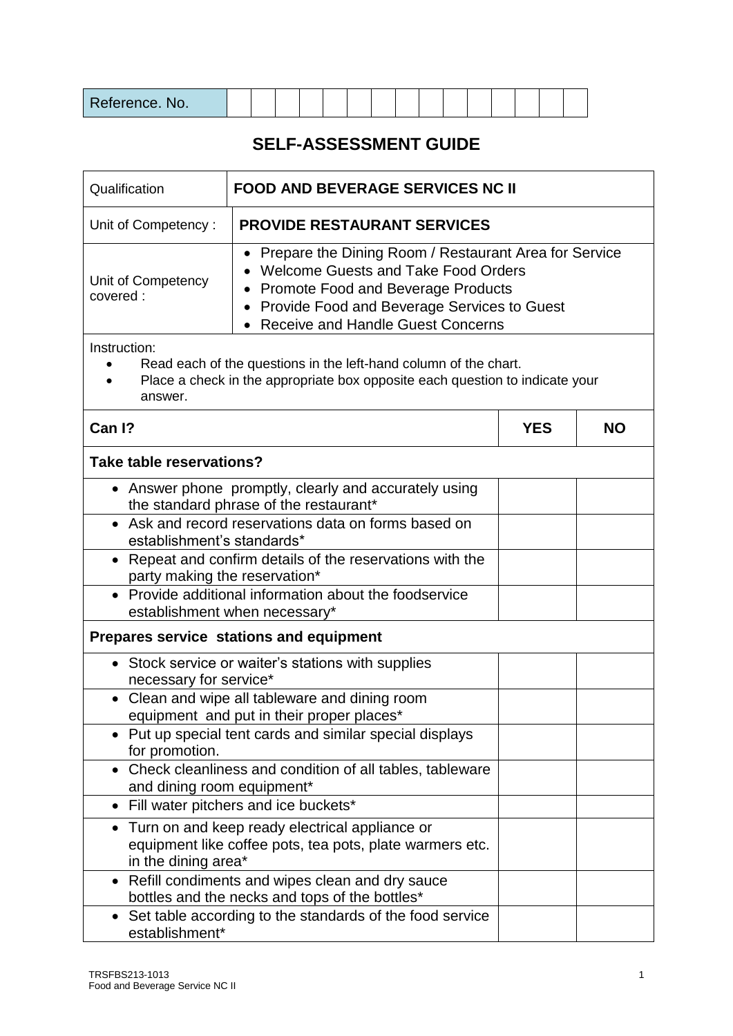| Reference. No. | | | | | | | | | | | | | | | |
|---|---|---|---|---|---|---|---|---|---|---|---|---|---|---|---|

## SELF-ASSESSMENT GUIDE

| Qualification | **FOOD AND BEVERAGE SERVICES NC II** |
|---|---|
| Unit of Competency : | **PROVIDE RESTAURANT SERVICES** |
| Unit of Competency covered : | • Prepare the Dining Room / Restaurant Area for Service<br>• Welcome Guests and Take Food Orders<br>• Promote Food and Beverage Products<br>• Provide Food and Beverage Services to Guest<br>• Receive and Handle Guest Concerns |

Instruction:

- Read each of the questions in the left-hand column of the chart.
- Place a check in the appropriate box opposite each question to indicate your answer.

| **Can I?** | **YES** | **NO** |
|---|---|---|
| **Take table reservations?** | | |
| • Answer phone promptly, clearly and accurately using the standard phrase of the restaurant* | | |
| • Ask and record reservations data on forms based on establishment's standards* | | |
| • Repeat and confirm details of the reservations with the party making the reservation* | | |
| • Provide additional information about the foodservice establishment when necessary* | | |
| **Prepares service stations and equipment** | | |
| • Stock service or waiter's stations with supplies necessary for service* | | |
| • Clean and wipe all tableware and dining room equipment and put in their proper places* | | |
| • Put up special tent cards and similar special displays for promotion. | | |
| • Check cleanliness and condition of all tables, tableware and dining room equipment* | | |
| • Fill water pitchers and ice buckets* | | |
| • Turn on and keep ready electrical appliance or equipment like coffee pots, tea pots, plate warmers etc. in the dining area* | | |
| • Refill condiments and wipes clean and dry sauce bottles and the necks and tops of the bottles* | | |
| • Set table according to the standards of the food service establishment* | | |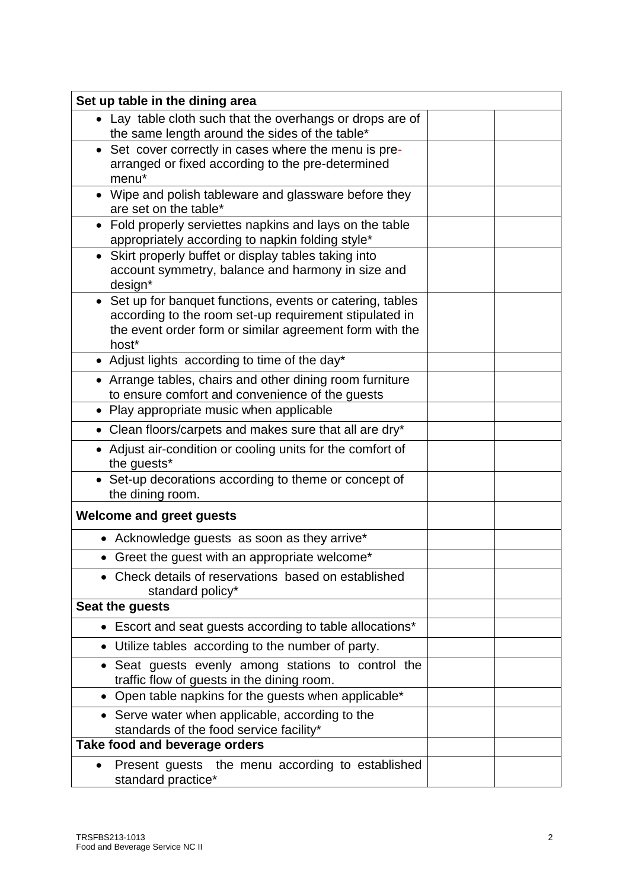| Set up table in the dining area | | |
|---|---|---|
| • Lay table cloth such that the overhangs or drops are of the same length around the sides of the table* | | |
| • Set cover correctly in cases where the menu is pre-arranged or fixed according to the pre-determined menu* | | |
| • Wipe and polish tableware and glassware before they are set on the table* | | |
| • Fold properly serviettes napkins and lays on the table appropriately according to napkin folding style* | | |
| • Skirt properly buffet or display tables taking into account symmetry, balance and harmony in size and design* | | |
| • Set up for banquet functions, events or catering, tables according to the room set-up requirement stipulated in the event order form or similar agreement form with the host* | | |
| • Adjust lights according to time of the day* | | |
| • Arrange tables, chairs and other dining room furniture to ensure comfort and convenience of the guests | | |
| • Play appropriate music when applicable | | |
| • Clean floors/carpets and makes sure that all are dry* | | |
| • Adjust air-condition or cooling units for the comfort of the guests* | | |
| • Set-up decorations according to theme or concept of the dining room. | | |
| **Welcome and greet guests** | | |
| • Acknowledge guests as soon as they arrive* | | |
| • Greet the guest with an appropriate welcome* | | |
| • Check details of reservations based on established standard policy* | | |
| **Seat the guests** | | |
| • Escort and seat guests according to table allocations* | | |
| • Utilize tables according to the number of party. | | |
| • Seat guests evenly among stations to control the traffic flow of guests in the dining room. | | |
| • Open table napkins for the guests when applicable* | | |
| • Serve water when applicable, according to the standards of the food service facility* | | |
| **Take food and beverage orders** | | |
| • Present guests the menu according to established standard practice* | | |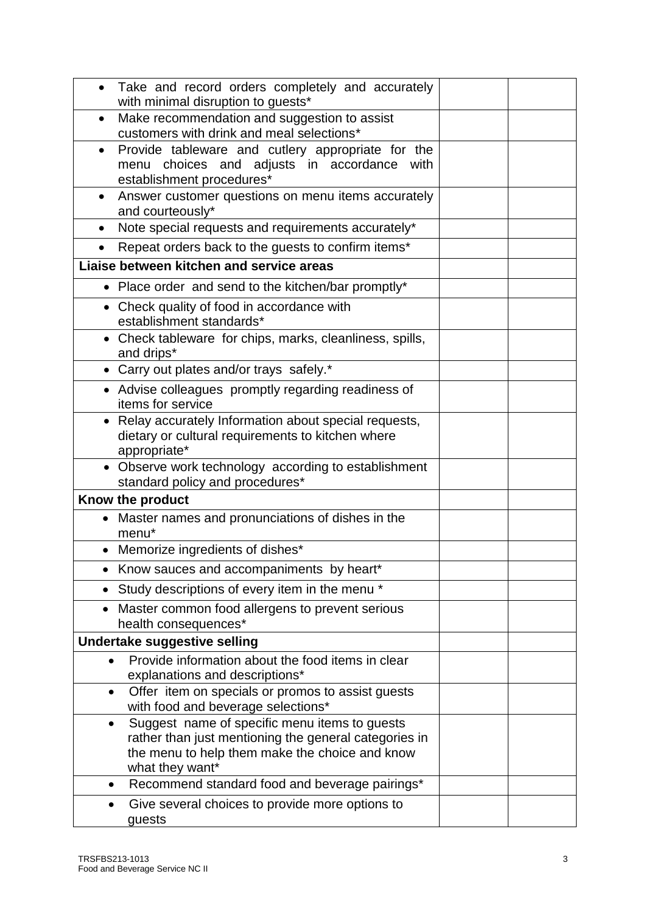| | | |
|---|---|---|
| • Take and record orders completely and accurately with minimal disruption to guests* | | |
| • Make recommendation and suggestion to assist customers with drink and meal selections* | | |
| • Provide tableware and cutlery appropriate for the menu choices and adjusts in accordance with establishment procedures* | | |
| • Answer customer questions on menu items accurately and courteously* | | |
| • Note special requests and requirements accurately* | | |
| • Repeat orders back to the guests to confirm items* | | |
| **Liaise between kitchen and service areas** | | |
| • Place order and send to the kitchen/bar promptly* | | |
| • Check quality of food in accordance with establishment standards* | | |
| • Check tableware for chips, marks, cleanliness, spills, and drips* | | |
| • Carry out plates and/or trays safely.* | | |
| • Advise colleagues promptly regarding readiness of items for service | | |
| • Relay accurately Information about special requests, dietary or cultural requirements to kitchen where appropriate* | | |
| • Observe work technology according to establishment standard policy and procedures* | | |
| **Know the product** | | |
| • Master names and pronunciations of dishes in the menu* | | |
| • Memorize ingredients of dishes* | | |
| • Know sauces and accompaniments by heart* | | |
| • Study descriptions of every item in the menu * | | |
| • Master common food allergens to prevent serious health consequences* | | |
| **Undertake suggestive selling** | | |
| • Provide information about the food items in clear explanations and descriptions* | | |
| • Offer item on specials or promos to assist guests with food and beverage selections* | | |
| • Suggest name of specific menu items to guests rather than just mentioning the general categories in the menu to help them make the choice and know what they want* | | |
| • Recommend standard food and beverage pairings* | | |
| • Give several choices to provide more options to guests | | |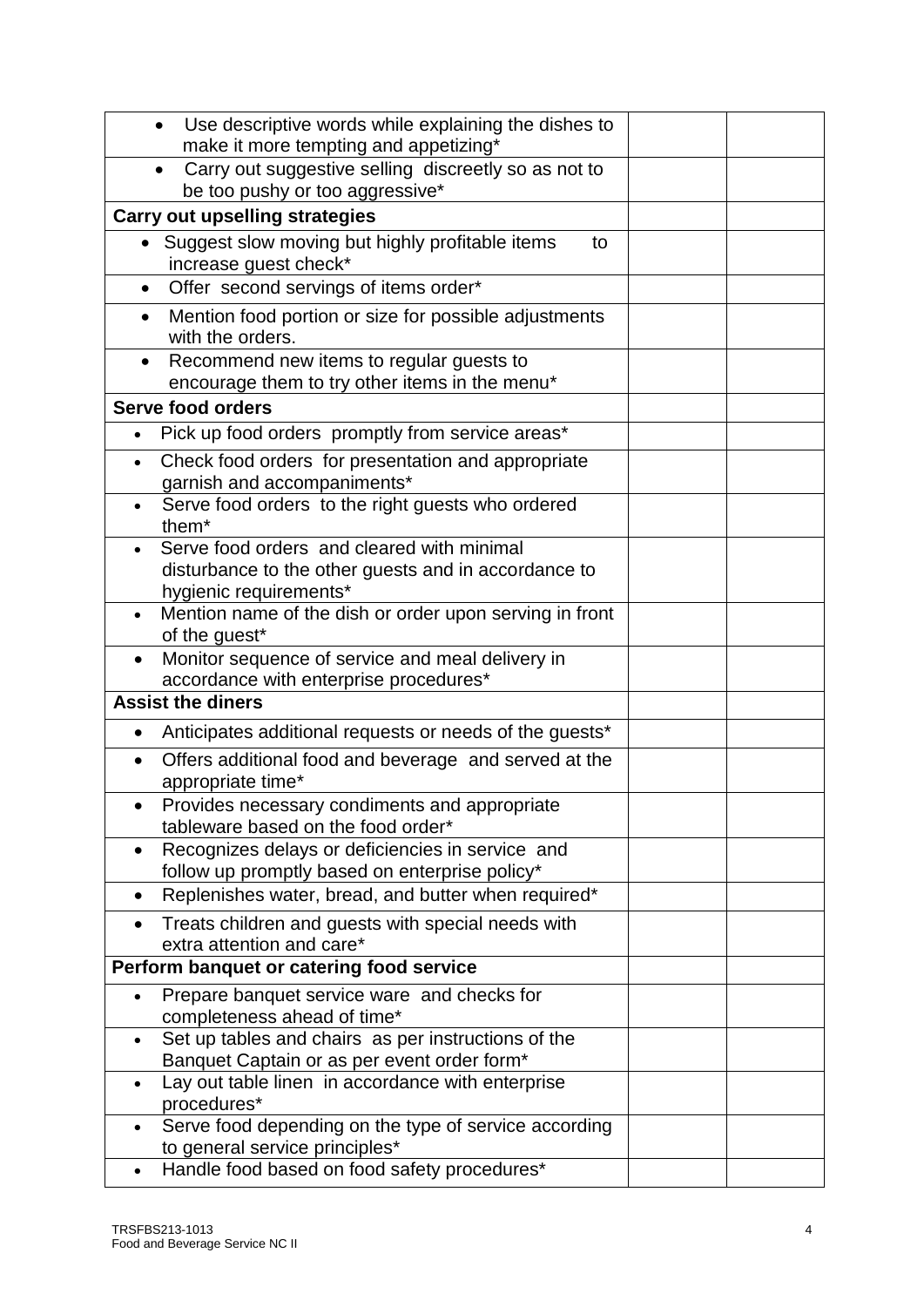| | | |
|---|---|---|
| • Use descriptive words while explaining the dishes to make it more tempting and appetizing* | | |
| • Carry out suggestive selling discreetly so as not to be too pushy or too aggressive* | | |
| **Carry out upselling strategies** | | |
| • Suggest slow moving but highly profitable items to increase guest check* | | |
| • Offer second servings of items order* | | |
| • Mention food portion or size for possible adjustments with the orders. | | |
| • Recommend new items to regular guests to encourage them to try other items in the menu* | | |
| **Serve food orders** | | |
| • Pick up food orders promptly from service areas* | | |
| • Check food orders for presentation and appropriate garnish and accompaniments* | | |
| • Serve food orders to the right guests who ordered them* | | |
| • Serve food orders and cleared with minimal disturbance to the other guests and in accordance to hygienic requirements* | | |
| • Mention name of the dish or order upon serving in front of the guest* | | |
| • Monitor sequence of service and meal delivery in accordance with enterprise procedures* | | |
| **Assist the diners** | | |
| • Anticipates additional requests or needs of the guests* | | |
| • Offers additional food and beverage and served at the appropriate time* | | |
| • Provides necessary condiments and appropriate tableware based on the food order* | | |
| • Recognizes delays or deficiencies in service and follow up promptly based on enterprise policy* | | |
| • Replenishes water, bread, and butter when required* | | |
| • Treats children and guests with special needs with extra attention and care* | | |
| **Perform banquet or catering food service** | | |
| • Prepare banquet service ware and checks for completeness ahead of time* | | |
| • Set up tables and chairs as per instructions of the Banquet Captain or as per event order form* | | |
| • Lay out table linen in accordance with enterprise procedures* | | |
| • Serve food depending on the type of service according to general service principles* | | |
| • Handle food based on food safety procedures* | | |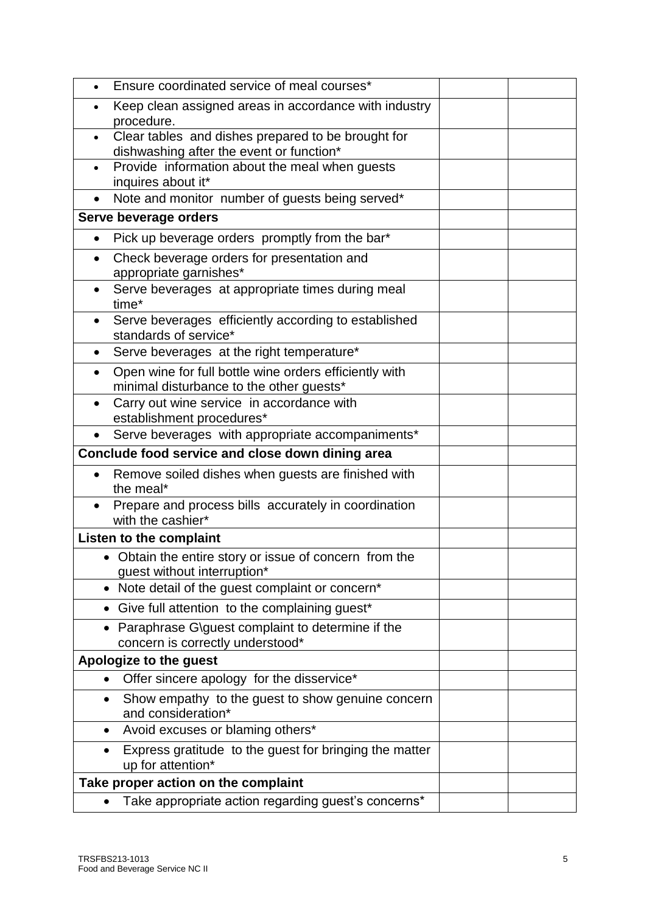| | | |
|---|---|---|
| • Ensure coordinated service of meal courses* | | |
| • Keep clean assigned areas in accordance with industry procedure. | | |
| • Clear tables and dishes prepared to be brought for dishwashing after the event or function* | | |
| • Provide information about the meal when guests inquires about it* | | |
| • Note and monitor number of guests being served* | | |
| **Serve beverage orders** | | |
| • Pick up beverage orders promptly from the bar* | | |
| • Check beverage orders for presentation and appropriate garnishes* | | |
| • Serve beverages at appropriate times during meal time* | | |
| • Serve beverages efficiently according to established standards of service* | | |
| • Serve beverages at the right temperature* | | |
| • Open wine for full bottle wine orders efficiently with minimal disturbance to the other guests* | | |
| • Carry out wine service in accordance with establishment procedures* | | |
| • Serve beverages with appropriate accompaniments* | | |
| **Conclude food service and close down dining area** | | |
| • Remove soiled dishes when guests are finished with the meal* | | |
| • Prepare and process bills accurately in coordination with the cashier* | | |
| **Listen to the complaint** | | |
| • Obtain the entire story or issue of concern from the guest without interruption* | | |
| • Note detail of the guest complaint or concern* | | |
| • Give full attention to the complaining guest* | | |
| • Paraphrase G\guest complaint to determine if the concern is correctly understood* | | |
| **Apologize to the guest** | | |
| • Offer sincere apology for the disservice* | | |
| • Show empathy to the guest to show genuine concern and consideration* | | |
| • Avoid excuses or blaming others* | | |
| • Express gratitude to the guest for bringing the matter up for attention* | | |
| **Take proper action on the complaint** | | |
| • Take appropriate action regarding guest's concerns* | | |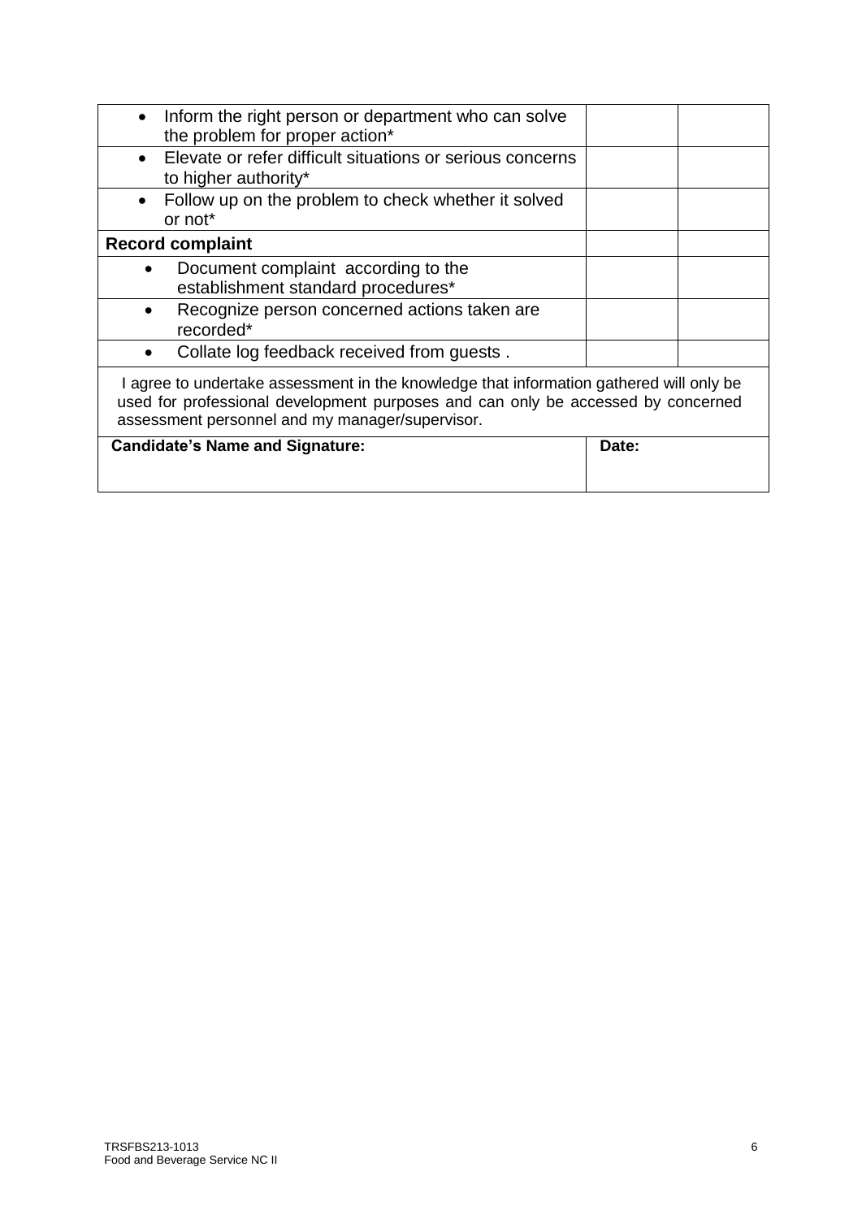| | | |
|---|---|---|
| • Inform the right person or department who can solve the problem for proper action* | | |
| • Elevate or refer difficult situations or serious concerns to higher authority* | | |
| • Follow up on the problem to check whether it solved or not* | | |
| **Record complaint** | | |
| • Document complaint according to the establishment standard procedures* | | |
| • Recognize person concerned actions taken are recorded* | | |
| • Collate log feedback received from guests . | | |

I agree to undertake assessment in the knowledge that information gathered will only be used for professional development purposes and can only be accessed by concerned assessment personnel and my manager/supervisor.

| **Candidate's Name and Signature:** | **Date:** |
|---|---|
| | |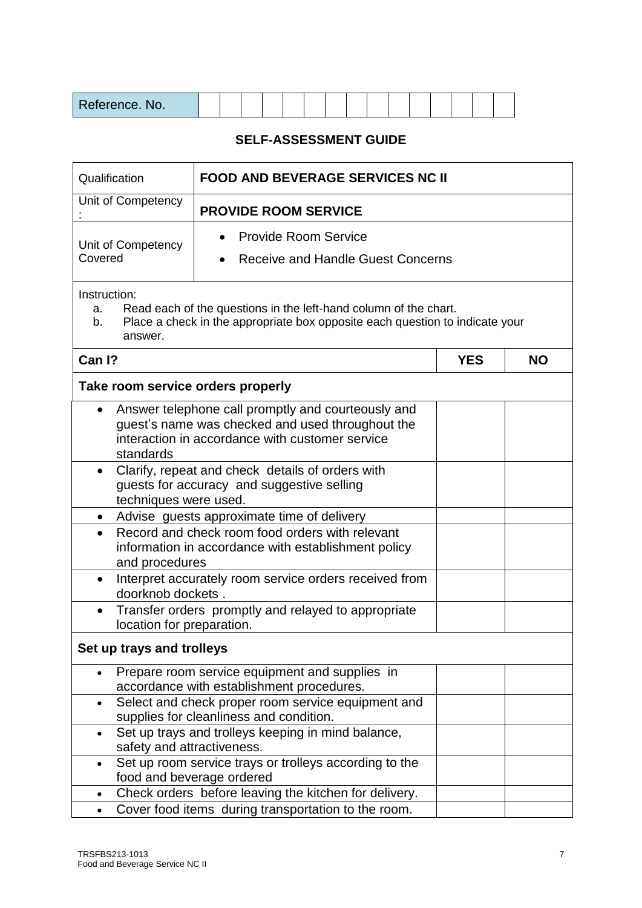| Reference. No. | | | | | | | | | | | | | | | |
|---|---|---|---|---|---|---|---|---|---|---|---|---|---|---|---|

## SELF-ASSESSMENT GUIDE

| Qualification | **FOOD AND BEVERAGE SERVICES NC II** |
|---|---|
| Unit of Competency : | **PROVIDE ROOM SERVICE** |
| Unit of Competency Covered | • Provide Room Service<br>• Receive and Handle Guest Concerns |

Instruction:

a. Read each of the questions in the left-hand column of the chart.
b. Place a check in the appropriate box opposite each question to indicate your answer.

| **Can I?** | **YES** | **NO** |
|---|---|---|
| **Take room service orders properly** | | |
| • Answer telephone call promptly and courteously and guest's name was checked and used throughout the interaction in accordance with customer service standards | | |
| • Clarify, repeat and check details of orders with guests for accuracy and suggestive selling techniques were used. | | |
| • Advise guests approximate time of delivery | | |
| • Record and check room food orders with relevant information in accordance with establishment policy and procedures | | |
| • Interpret accurately room service orders received from doorknob dockets . | | |
| • Transfer orders promptly and relayed to appropriate location for preparation. | | |
| **Set up trays and trolleys** | | |
| • Prepare room service equipment and supplies in accordance with establishment procedures. | | |
| • Select and check proper room service equipment and supplies for cleanliness and condition. | | |
| • Set up trays and trolleys keeping in mind balance, safety and attractiveness. | | |
| • Set up room service trays or trolleys according to the food and beverage ordered | | |
| • Check orders before leaving the kitchen for delivery. | | |
| • Cover food items during transportation to the room. | | |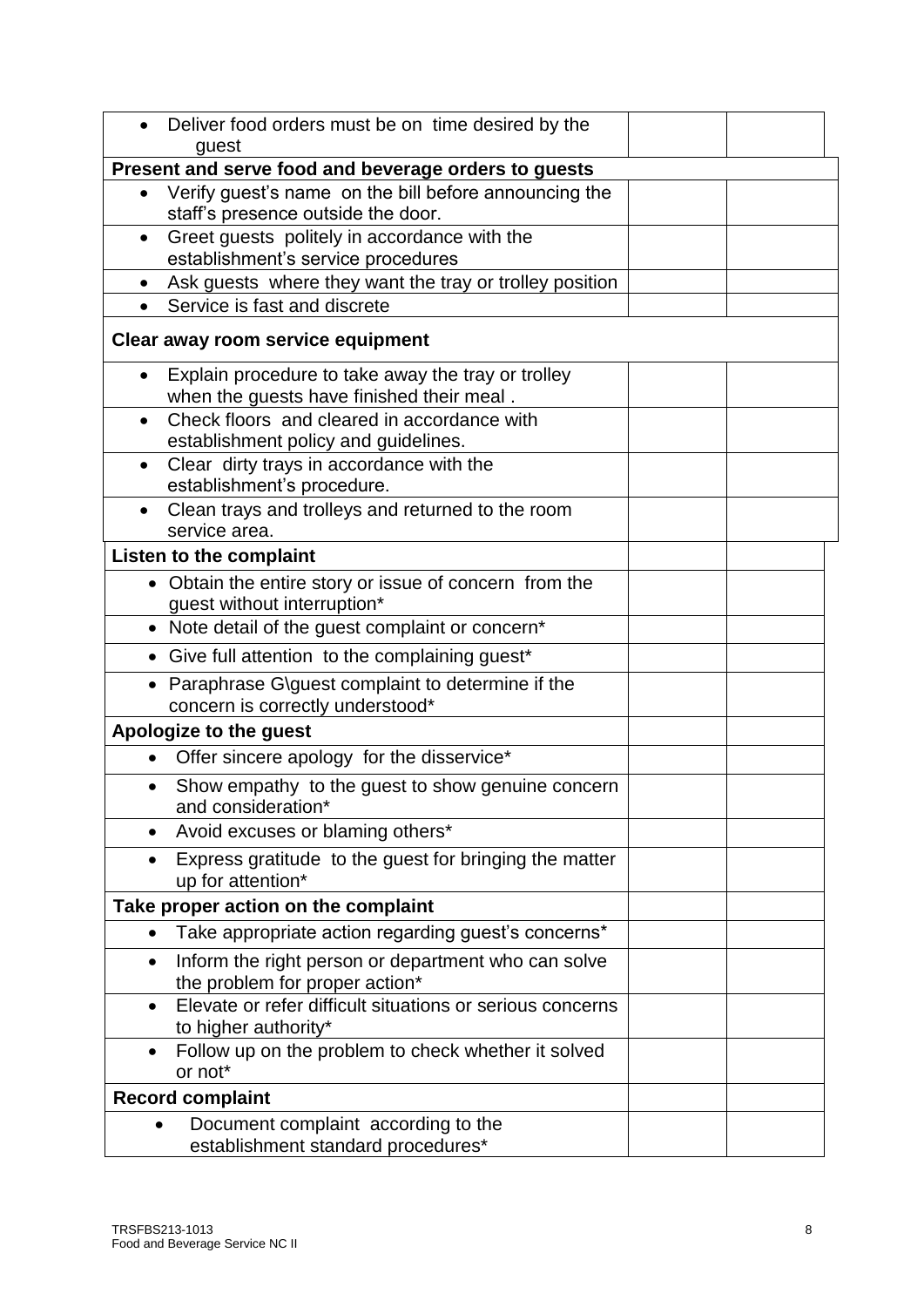| | | |
|---|---|---|
| • Deliver food orders must be on time desired by the guest | | |
| **Present and serve food and beverage orders to guests** | | |
| • Verify guest's name on the bill before announcing the staff's presence outside the door. | | |
| • Greet guests politely in accordance with the establishment's service procedures | | |
| • Ask guests where they want the tray or trolley position | | |
| • Service is fast and discrete | | |
| **Clear away room service equipment** | | |
| • Explain procedure to take away the tray or trolley when the guests have finished their meal . | | |
| • Check floors and cleared in accordance with establishment policy and guidelines. | | |
| • Clear dirty trays in accordance with the establishment's procedure. | | |
| • Clean trays and trolleys and returned to the room service area. | | |
| **Listen to the complaint** | | |
| • Obtain the entire story or issue of concern from the guest without interruption* | | |
| • Note detail of the guest complaint or concern* | | |
| • Give full attention to the complaining guest* | | |
| • Paraphrase G\guest complaint to determine if the concern is correctly understood* | | |
| **Apologize to the guest** | | |
| • Offer sincere apology for the disservice* | | |
| • Show empathy to the guest to show genuine concern and consideration* | | |
| • Avoid excuses or blaming others* | | |
| • Express gratitude to the guest for bringing the matter up for attention* | | |
| **Take proper action on the complaint** | | |
| • Take appropriate action regarding guest's concerns* | | |
| • Inform the right person or department who can solve the problem for proper action* | | |
| • Elevate or refer difficult situations or serious concerns to higher authority* | | |
| • Follow up on the problem to check whether it solved or not* | | |
| **Record complaint** | | |
| • Document complaint according to the establishment standard procedures* | | |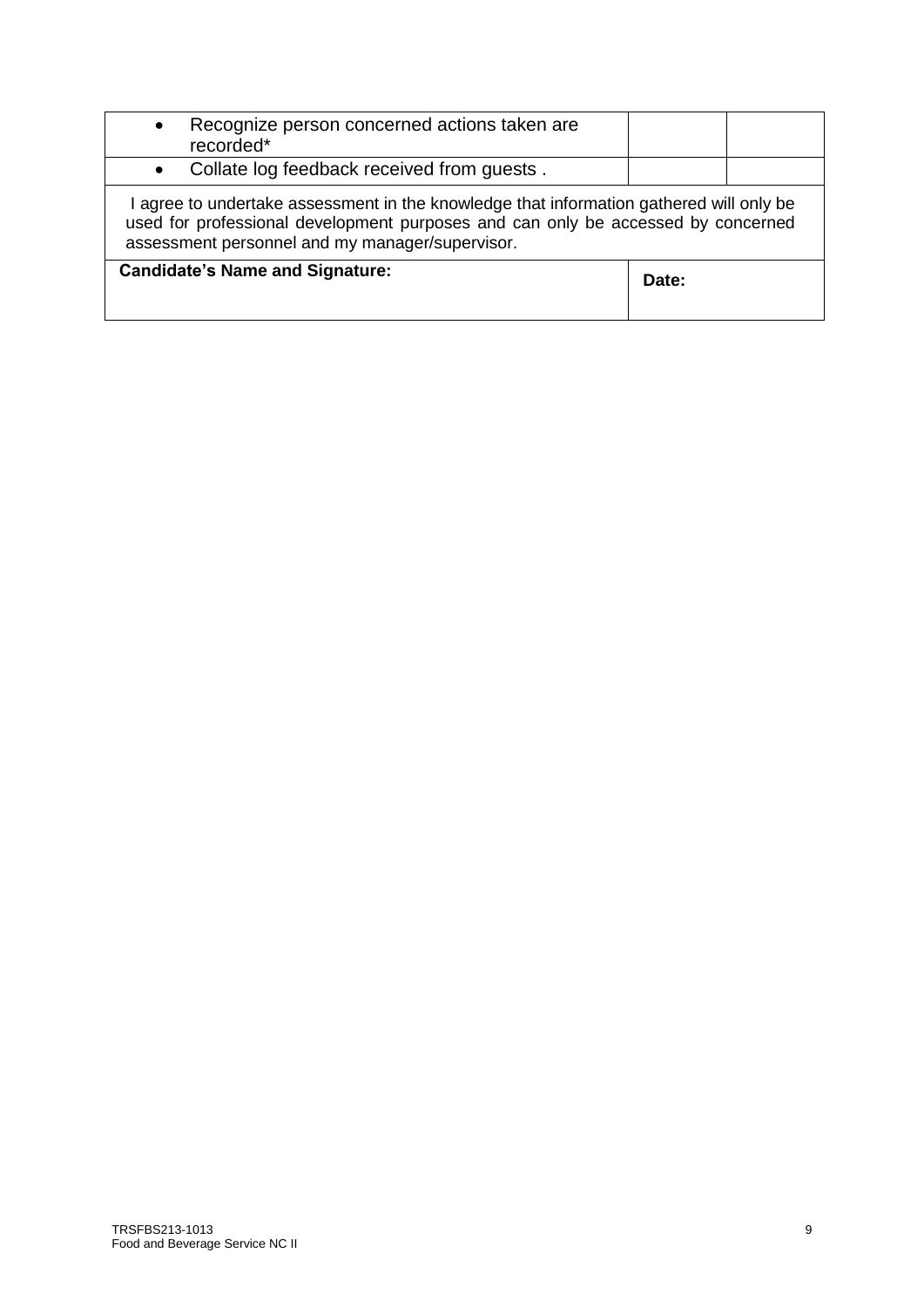| | | |
|---|---|---|
| • Recognize person concerned actions taken are recorded* | | |
| • Collate log feedback received from guests . | | |

I agree to undertake assessment in the knowledge that information gathered will only be used for professional development purposes and can only be accessed by concerned assessment personnel and my manager/supervisor.

| | |
|---|---|
| **Candidate's Name and Signature:** | **Date:** |